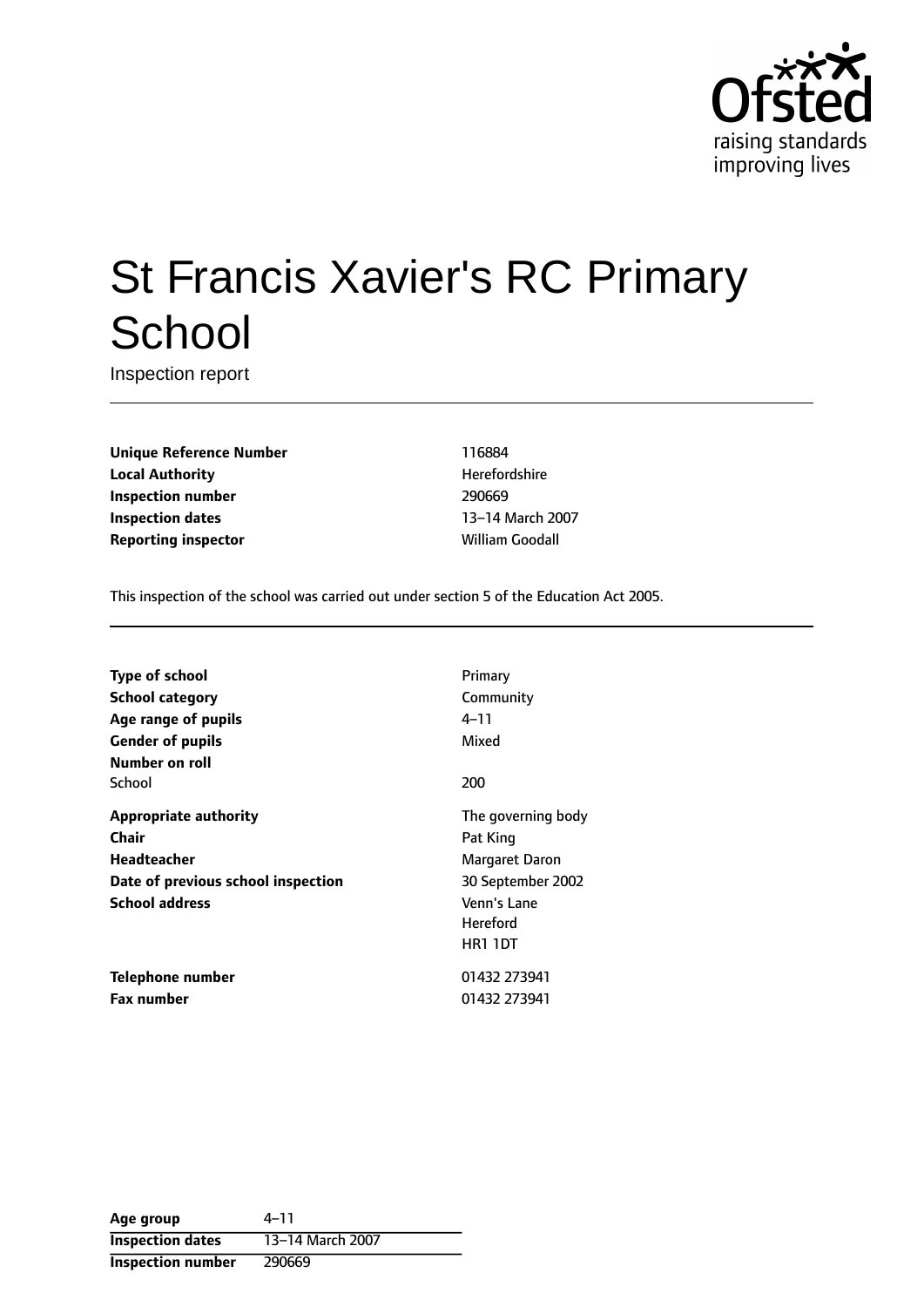# St Francis Xavier's RC Primary School

Inspection report

| | |
|---|---|
| **Unique Reference Number** | 116884 |
| **Local Authority** | Herefordshire |
| **Inspection number** | 290669 |
| **Inspection dates** | 13–14 March 2007 |
| **Reporting inspector** | William Goodall |

This inspection of the school was carried out under section 5 of the Education Act 2005.

| | |
|---|---|
| **Type of school** | Primary |
| **School category** | Community |
| **Age range of pupils** | 4–11 |
| **Gender of pupils** | Mixed |
| **Number on roll** | |
| School | 200 |
| **Appropriate authority** | The governing body |
| **Chair** | Pat King |
| **Headteacher** | Margaret Daron |
| **Date of previous school inspection** | 30 September 2002 |
| **School address** | Venn's Lane<br>Hereford<br>HR1 1DT |
| **Telephone number** | 01432 273941 |
| **Fax number** | 01432 273941 |

| | |
|---|---|
| **Age group** | 4–11 |
| **Inspection dates** | 13–14 March 2007 |
| **Inspection number** | 290669 |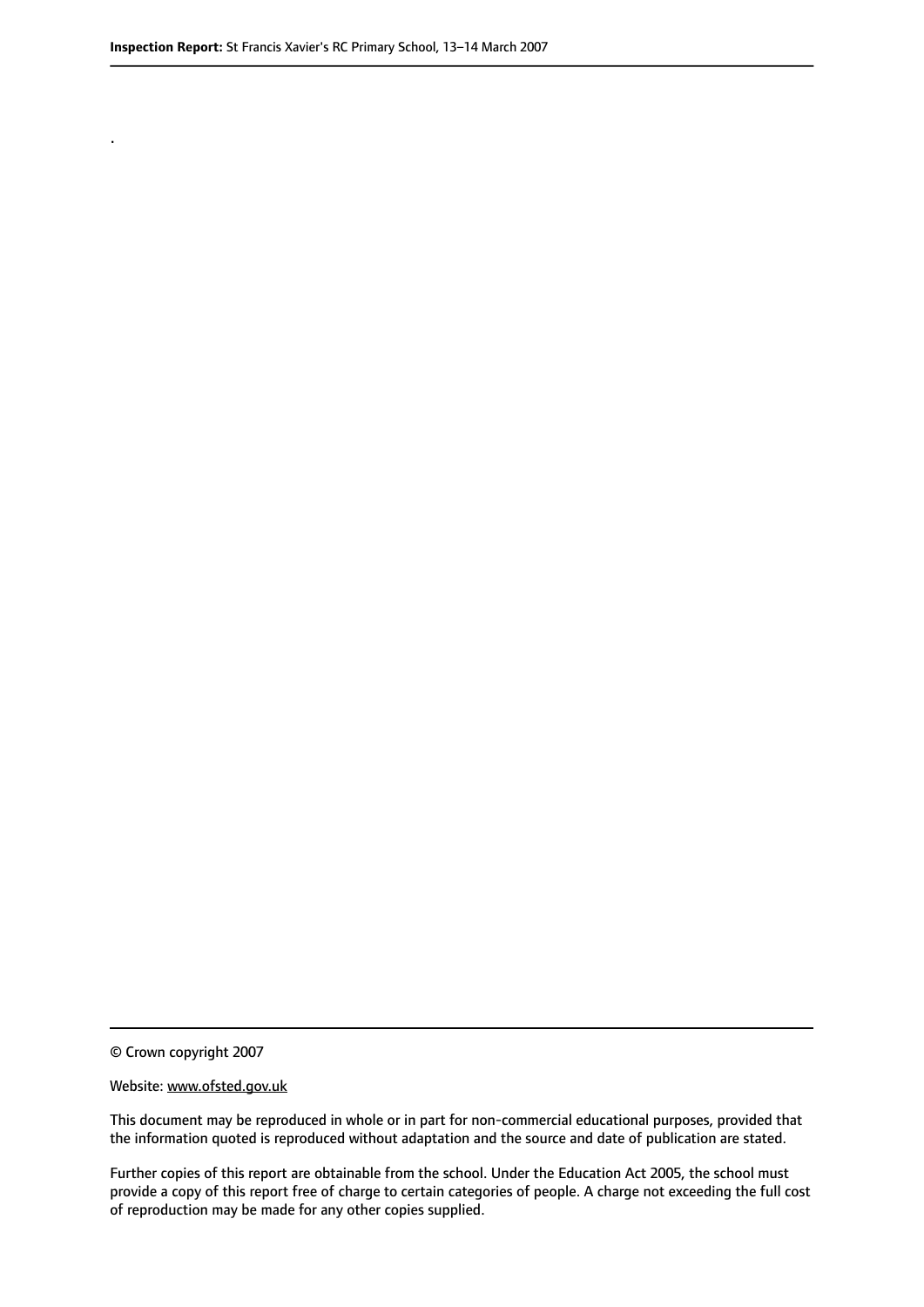.

© Crown copyright 2007

Website: www.ofsted.gov.uk

This document may be reproduced in whole or in part for non-commercial educational purposes, provided that the information quoted is reproduced without adaptation and the source and date of publication are stated.

Further copies of this report are obtainable from the school. Under the Education Act 2005, the school must provide a copy of this report free of charge to certain categories of people. A charge not exceeding the full cost of reproduction may be made for any other copies supplied.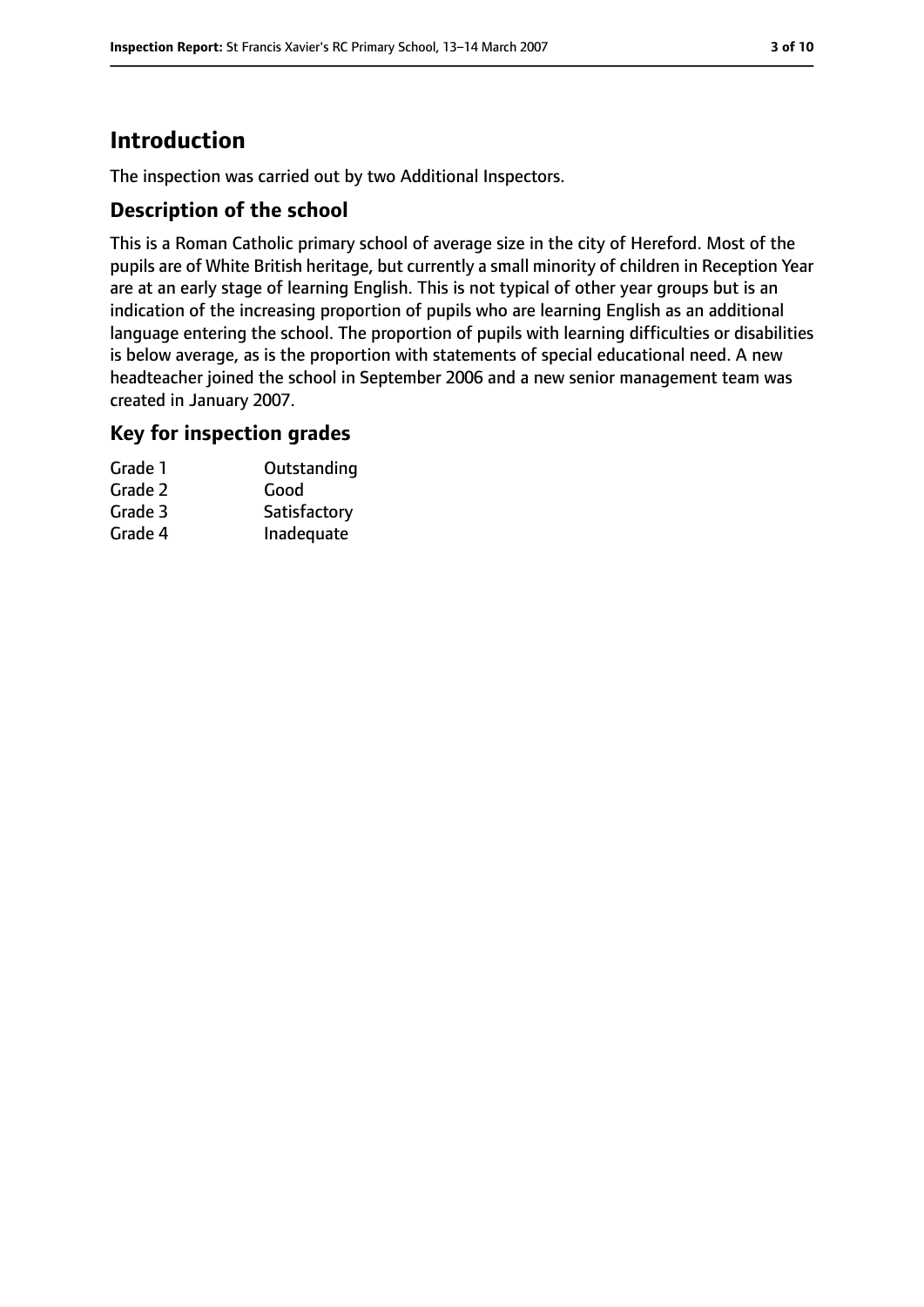# Introduction

The inspection was carried out by two Additional Inspectors.

## Description of the school

This is a Roman Catholic primary school of average size in the city of Hereford. Most of the pupils are of White British heritage, but currently a small minority of children in Reception Year are at an early stage of learning English. This is not typical of other year groups but is an indication of the increasing proportion of pupils who are learning English as an additional language entering the school. The proportion of pupils with learning difficulties or disabilities is below average, as is the proportion with statements of special educational need. A new headteacher joined the school in September 2006 and a new senior management team was created in January 2007.

## Key for inspection grades

| | |
|---|---|
| Grade 1 | Outstanding |
| Grade 2 | Good |
| Grade 3 | Satisfactory |
| Grade 4 | Inadequate |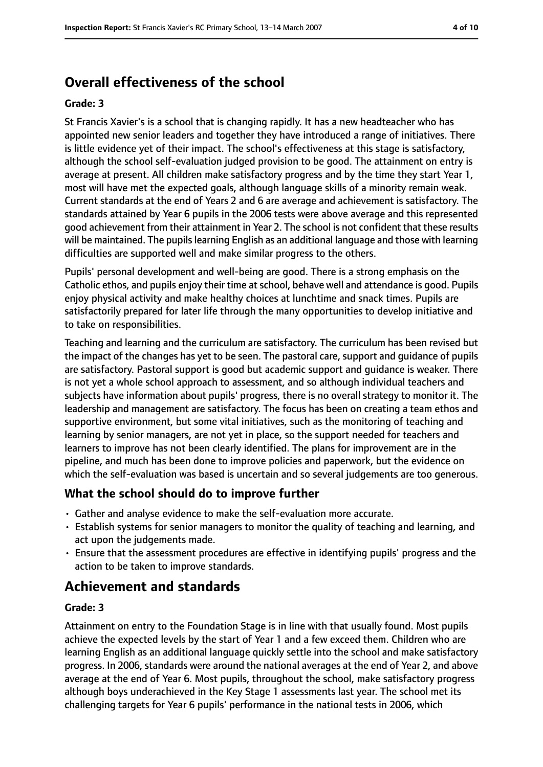## Overall effectiveness of the school

**Grade: 3**

St Francis Xavier's is a school that is changing rapidly. It has a new headteacher who has appointed new senior leaders and together they have introduced a range of initiatives. There is little evidence yet of their impact. The school's effectiveness at this stage is satisfactory, although the school self-evaluation judged provision to be good. The attainment on entry is average at present. All children make satisfactory progress and by the time they start Year 1, most will have met the expected goals, although language skills of a minority remain weak. Current standards at the end of Years 2 and 6 are average and achievement is satisfactory. The standards attained by Year 6 pupils in the 2006 tests were above average and this represented good achievement from their attainment in Year 2. The school is not confident that these results will be maintained. The pupils learning English as an additional language and those with learning difficulties are supported well and make similar progress to the others.

Pupils' personal development and well-being are good. There is a strong emphasis on the Catholic ethos, and pupils enjoy their time at school, behave well and attendance is good. Pupils enjoy physical activity and make healthy choices at lunchtime and snack times. Pupils are satisfactorily prepared for later life through the many opportunities to develop initiative and to take on responsibilities.

Teaching and learning and the curriculum are satisfactory. The curriculum has been revised but the impact of the changes has yet to be seen. The pastoral care, support and guidance of pupils are satisfactory. Pastoral support is good but academic support and guidance is weaker. There is not yet a whole school approach to assessment, and so although individual teachers and subjects have information about pupils' progress, there is no overall strategy to monitor it. The leadership and management are satisfactory. The focus has been on creating a team ethos and supportive environment, but some vital initiatives, such as the monitoring of teaching and learning by senior managers, are not yet in place, so the support needed for teachers and learners to improve has not been clearly identified. The plans for improvement are in the pipeline, and much has been done to improve policies and paperwork, but the evidence on which the self-evaluation was based is uncertain and so several judgements are too generous.

### What the school should do to improve further

- Gather and analyse evidence to make the self-evaluation more accurate.
- Establish systems for senior managers to monitor the quality of teaching and learning, and act upon the judgements made.
- Ensure that the assessment procedures are effective in identifying pupils' progress and the action to be taken to improve standards.

## Achievement and standards

**Grade: 3**

Attainment on entry to the Foundation Stage is in line with that usually found. Most pupils achieve the expected levels by the start of Year 1 and a few exceed them. Children who are learning English as an additional language quickly settle into the school and make satisfactory progress. In 2006, standards were around the national averages at the end of Year 2, and above average at the end of Year 6. Most pupils, throughout the school, make satisfactory progress although boys underachieved in the Key Stage 1 assessments last year. The school met its challenging targets for Year 6 pupils' performance in the national tests in 2006, which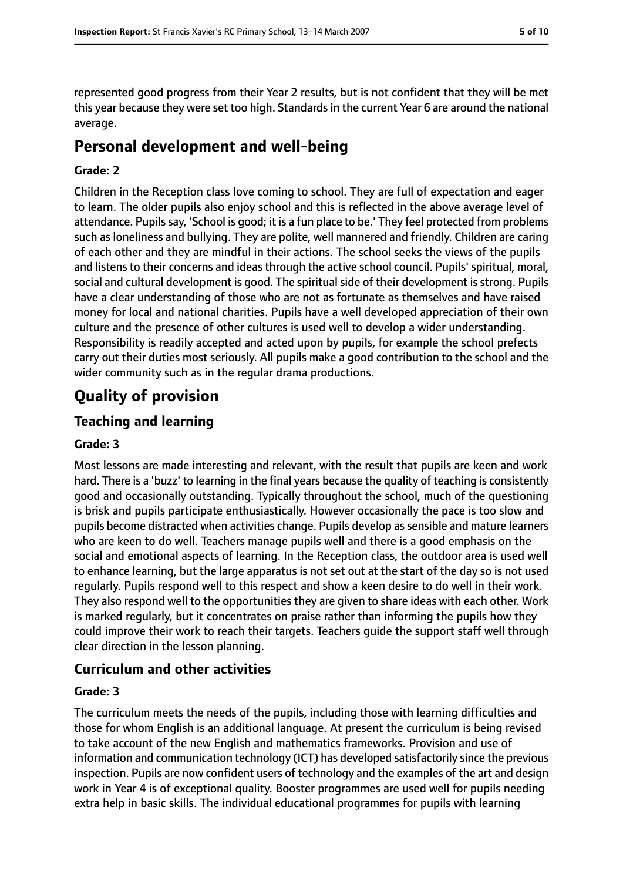represented good progress from their Year 2 results, but is not confident that they will be met this year because they were set too high. Standards in the current Year 6 are around the national average.

## Personal development and well-being

### Grade: 2

Children in the Reception class love coming to school. They are full of expectation and eager to learn. The older pupils also enjoy school and this is reflected in the above average level of attendance. Pupils say, 'School is good; it is a fun place to be.' They feel protected from problems such as loneliness and bullying. They are polite, well mannered and friendly. Children are caring of each other and they are mindful in their actions. The school seeks the views of the pupils and listens to their concerns and ideas through the active school council. Pupils' spiritual, moral, social and cultural development is good. The spiritual side of their development is strong. Pupils have a clear understanding of those who are not as fortunate as themselves and have raised money for local and national charities. Pupils have a well developed appreciation of their own culture and the presence of other cultures is used well to develop a wider understanding. Responsibility is readily accepted and acted upon by pupils, for example the school prefects carry out their duties most seriously. All pupils make a good contribution to the school and the wider community such as in the regular drama productions.

# Quality of provision

## Teaching and learning

### Grade: 3

Most lessons are made interesting and relevant, with the result that pupils are keen and work hard. There is a 'buzz' to learning in the final years because the quality of teaching is consistently good and occasionally outstanding. Typically throughout the school, much of the questioning is brisk and pupils participate enthusiastically. However occasionally the pace is too slow and pupils become distracted when activities change. Pupils develop as sensible and mature learners who are keen to do well. Teachers manage pupils well and there is a good emphasis on the social and emotional aspects of learning. In the Reception class, the outdoor area is used well to enhance learning, but the large apparatus is not set out at the start of the day so is not used regularly. Pupils respond well to this respect and show a keen desire to do well in their work. They also respond well to the opportunities they are given to share ideas with each other. Work is marked regularly, but it concentrates on praise rather than informing the pupils how they could improve their work to reach their targets. Teachers guide the support staff well through clear direction in the lesson planning.

## Curriculum and other activities

### Grade: 3

The curriculum meets the needs of the pupils, including those with learning difficulties and those for whom English is an additional language. At present the curriculum is being revised to take account of the new English and mathematics frameworks. Provision and use of information and communication technology (ICT) has developed satisfactorily since the previous inspection. Pupils are now confident users of technology and the examples of the art and design work in Year 4 is of exceptional quality. Booster programmes are used well for pupils needing extra help in basic skills. The individual educational programmes for pupils with learning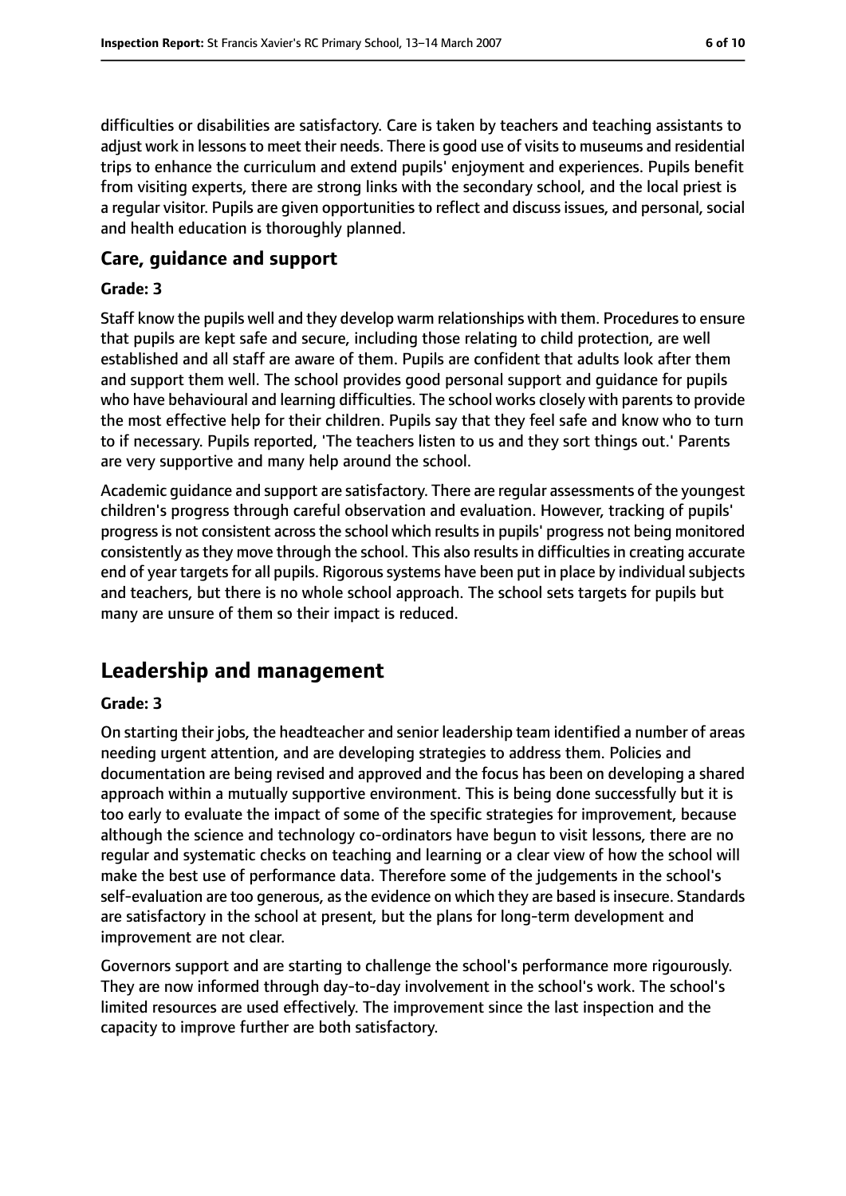difficulties or disabilities are satisfactory. Care is taken by teachers and teaching assistants to adjust work in lessons to meet their needs. There is good use of visits to museums and residential trips to enhance the curriculum and extend pupils' enjoyment and experiences. Pupils benefit from visiting experts, there are strong links with the secondary school, and the local priest is a regular visitor. Pupils are given opportunities to reflect and discuss issues, and personal, social and health education is thoroughly planned.

### Care, guidance and support

#### Grade: 3

Staff know the pupils well and they develop warm relationships with them. Procedures to ensure that pupils are kept safe and secure, including those relating to child protection, are well established and all staff are aware of them. Pupils are confident that adults look after them and support them well. The school provides good personal support and guidance for pupils who have behavioural and learning difficulties. The school works closely with parents to provide the most effective help for their children. Pupils say that they feel safe and know who to turn to if necessary. Pupils reported, 'The teachers listen to us and they sort things out.' Parents are very supportive and many help around the school.

Academic guidance and support are satisfactory. There are regular assessments of the youngest children's progress through careful observation and evaluation. However, tracking of pupils' progress is not consistent across the school which results in pupils' progress not being monitored consistently as they move through the school. This also results in difficulties in creating accurate end of year targets for all pupils. Rigorous systems have been put in place by individual subjects and teachers, but there is no whole school approach. The school sets targets for pupils but many are unsure of them so their impact is reduced.

## Leadership and management

#### Grade: 3

On starting their jobs, the headteacher and senior leadership team identified a number of areas needing urgent attention, and are developing strategies to address them. Policies and documentation are being revised and approved and the focus has been on developing a shared approach within a mutually supportive environment. This is being done successfully but it is too early to evaluate the impact of some of the specific strategies for improvement, because although the science and technology co-ordinators have begun to visit lessons, there are no regular and systematic checks on teaching and learning or a clear view of how the school will make the best use of performance data. Therefore some of the judgements in the school's self-evaluation are too generous, as the evidence on which they are based is insecure. Standards are satisfactory in the school at present, but the plans for long-term development and improvement are not clear.

Governors support and are starting to challenge the school's performance more rigourously. They are now informed through day-to-day involvement in the school's work. The school's limited resources are used effectively. The improvement since the last inspection and the capacity to improve further are both satisfactory.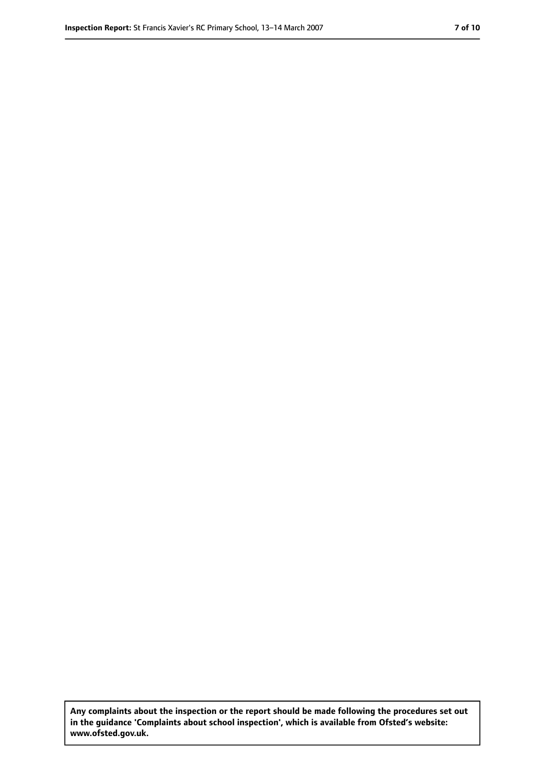**Any complaints about the inspection or the report should be made following the procedures set out in the guidance 'Complaints about school inspection', which is available from Ofsted's website: www.ofsted.gov.uk.**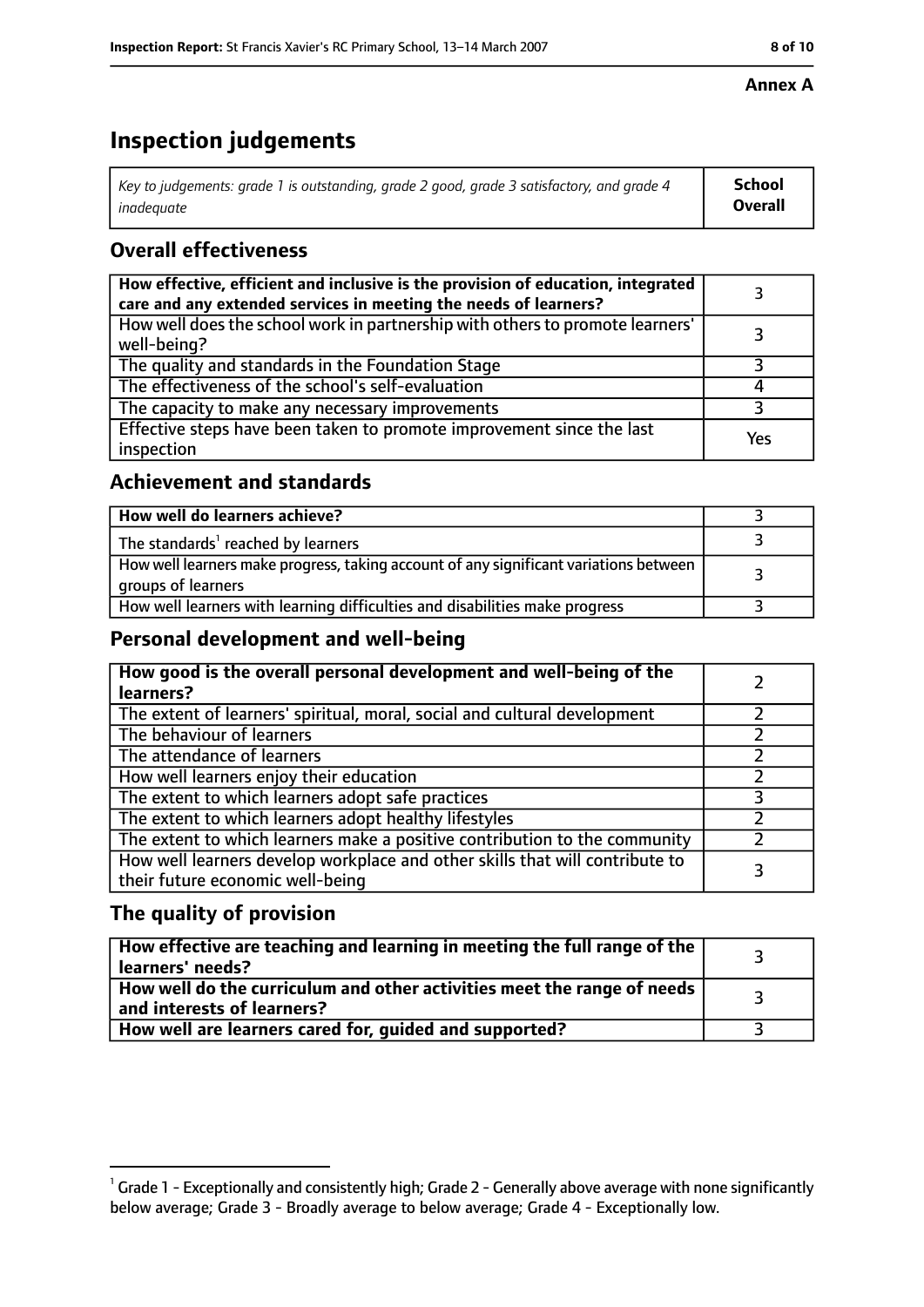**Annex A**

# Inspection judgements

| *Key to judgements: grade 1 is outstanding, grade 2 good, grade 3 satisfactory, and grade 4 inadequate* | **School Overall** |
|---|---|

## Overall effectiveness

| | |
|---|---|
| **How effective, efficient and inclusive is the provision of education, integrated care and any extended services in meeting the needs of learners?** | 3 |
| How well does the school work in partnership with others to promote learners' well-being? | 3 |
| The quality and standards in the Foundation Stage | 3 |
| The effectiveness of the school's self-evaluation | 4 |
| The capacity to make any necessary improvements | 3 |
| Effective steps have been taken to promote improvement since the last inspection | Yes |

## Achievement and standards

| | |
|---|---|
| **How well do learners achieve?** | 3 |
| The standards[1] reached by learners | 3 |
| How well learners make progress, taking account of any significant variations between groups of learners | 3 |
| How well learners with learning difficulties and disabilities make progress | 3 |

## Personal development and well-being

| | |
|---|---|
| **How good is the overall personal development and well-being of the learners?** | 2 |
| The extent of learners' spiritual, moral, social and cultural development | 2 |
| The behaviour of learners | 2 |
| The attendance of learners | 2 |
| How well learners enjoy their education | 2 |
| The extent to which learners adopt safe practices | 3 |
| The extent to which learners adopt healthy lifestyles | 2 |
| The extent to which learners make a positive contribution to the community | 2 |
| How well learners develop workplace and other skills that will contribute to their future economic well-being | 3 |

## The quality of provision

| | |
|---|---|
| **How effective are teaching and learning in meeting the full range of the learners' needs?** | 3 |
| **How well do the curriculum and other activities meet the range of needs and interests of learners?** | 3 |
| **How well are learners cared for, guided and supported?** | 3 |

[1] Grade 1 - Exceptionally and consistently high; Grade 2 - Generally above average with none significantly below average; Grade 3 - Broadly average to below average; Grade 4 - Exceptionally low.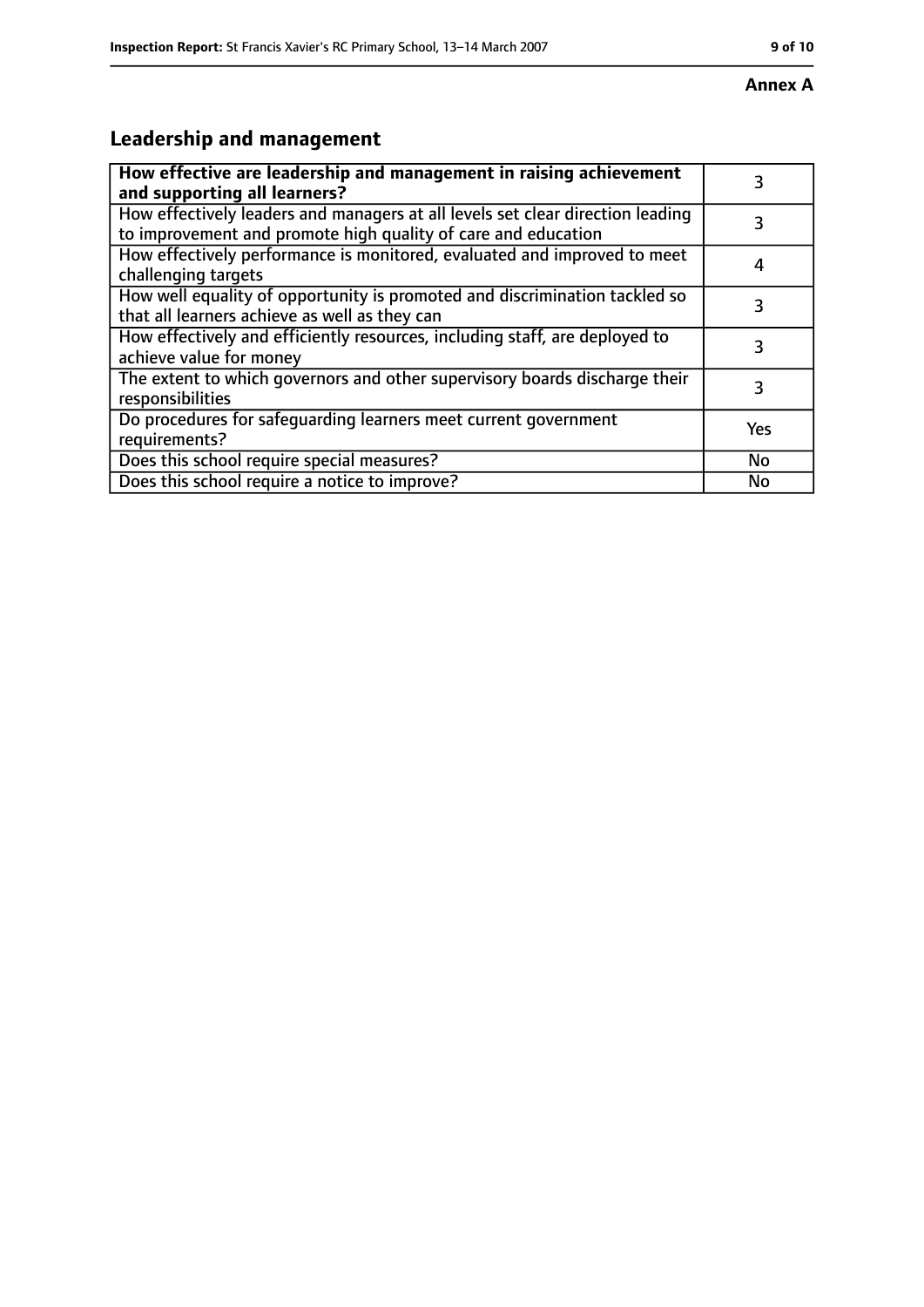**Annex A**

## Leadership and management

| | |
|---|---|
| **How effective are leadership and management in raising achievement and supporting all learners?** | 3 |
| How effectively leaders and managers at all levels set clear direction leading to improvement and promote high quality of care and education | 3 |
| How effectively performance is monitored, evaluated and improved to meet challenging targets | 4 |
| How well equality of opportunity is promoted and discrimination tackled so that all learners achieve as well as they can | 3 |
| How effectively and efficiently resources, including staff, are deployed to achieve value for money | 3 |
| The extent to which governors and other supervisory boards discharge their responsibilities | 3 |
| Do procedures for safeguarding learners meet current government requirements? | Yes |
| Does this school require special measures? | No |
| Does this school require a notice to improve? | No |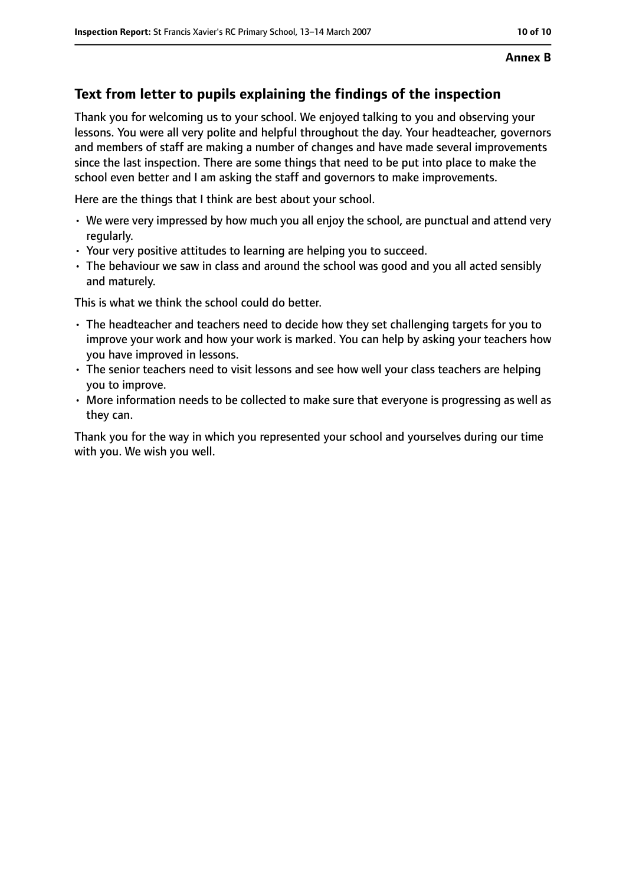**Annex B**

## Text from letter to pupils explaining the findings of the inspection

Thank you for welcoming us to your school. We enjoyed talking to you and observing your lessons. You were all very polite and helpful throughout the day. Your headteacher, governors and members of staff are making a number of changes and have made several improvements since the last inspection. There are some things that need to be put into place to make the school even better and I am asking the staff and governors to make improvements.

Here are the things that I think are best about your school.

- We were very impressed by how much you all enjoy the school, are punctual and attend very regularly.
- Your very positive attitudes to learning are helping you to succeed.
- The behaviour we saw in class and around the school was good and you all acted sensibly and maturely.

This is what we think the school could do better.

- The headteacher and teachers need to decide how they set challenging targets for you to improve your work and how your work is marked. You can help by asking your teachers how you have improved in lessons.
- The senior teachers need to visit lessons and see how well your class teachers are helping you to improve.
- More information needs to be collected to make sure that everyone is progressing as well as they can.

Thank you for the way in which you represented your school and yourselves during our time with you. We wish you well.